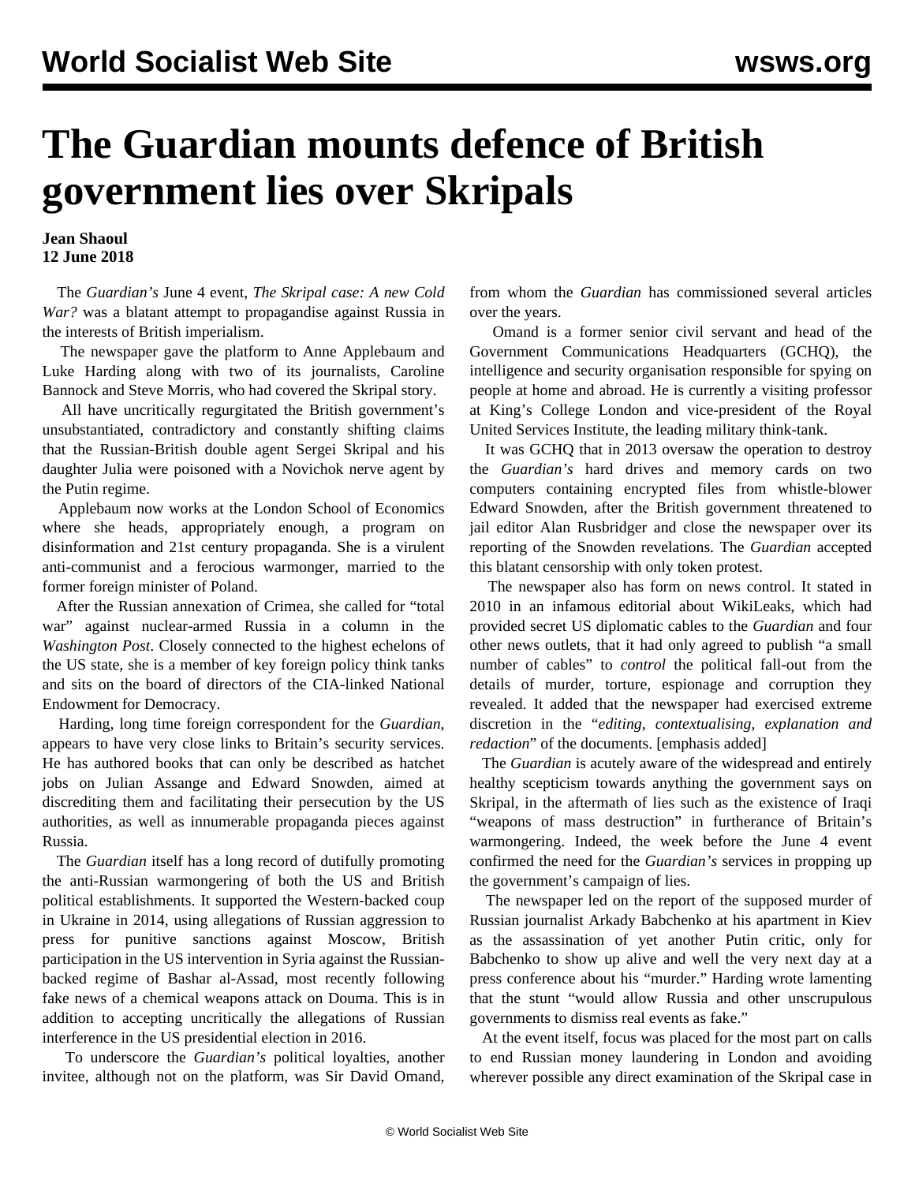# The Guardian mounts defence of British government lies over Skripals

**Jean Shaoul**
**12 June 2018**

The *Guardian's* June 4 event, *The Skripal case: A new Cold War?* was a blatant attempt to propagandise against Russia in the interests of British imperialism.

The newspaper gave the platform to Anne Applebaum and Luke Harding along with two of its journalists, Caroline Bannock and Steve Morris, who had covered the Skripal story.

All have uncritically regurgitated the British government's unsubstantiated, contradictory and constantly shifting claims that the Russian-British double agent Sergei Skripal and his daughter Julia were poisoned with a Novichok nerve agent by the Putin regime.

Applebaum now works at the London School of Economics where she heads, appropriately enough, a program on disinformation and 21st century propaganda. She is a virulent anti-communist and a ferocious warmonger, married to the former foreign minister of Poland.

After the Russian annexation of Crimea, she called for "total war" against nuclear-armed Russia in a column in the *Washington Post*. Closely connected to the highest echelons of the US state, she is a member of key foreign policy think tanks and sits on the board of directors of the CIA-linked National Endowment for Democracy.

Harding, long time foreign correspondent for the *Guardian*, appears to have very close links to Britain's security services. He has authored books that can only be described as hatchet jobs on Julian Assange and Edward Snowden, aimed at discrediting them and facilitating their persecution by the US authorities, as well as innumerable propaganda pieces against Russia.

The *Guardian* itself has a long record of dutifully promoting the anti-Russian warmongering of both the US and British political establishments. It supported the Western-backed coup in Ukraine in 2014, using allegations of Russian aggression to press for punitive sanctions against Moscow, British participation in the US intervention in Syria against the Russian-backed regime of Bashar al-Assad, most recently following fake news of a chemical weapons attack on Douma. This is in addition to accepting uncritically the allegations of Russian interference in the US presidential election in 2016.

To underscore the *Guardian's* political loyalties, another invitee, although not on the platform, was Sir David Omand, from whom the *Guardian* has commissioned several articles over the years.

Omand is a former senior civil servant and head of the Government Communications Headquarters (GCHQ), the intelligence and security organisation responsible for spying on people at home and abroad. He is currently a visiting professor at King's College London and vice-president of the Royal United Services Institute, the leading military think-tank.

It was GCHQ that in 2013 oversaw the operation to destroy the *Guardian's* hard drives and memory cards on two computers containing encrypted files from whistle-blower Edward Snowden, after the British government threatened to jail editor Alan Rusbridger and close the newspaper over its reporting of the Snowden revelations. The *Guardian* accepted this blatant censorship with only token protest.

The newspaper also has form on news control. It stated in 2010 in an infamous editorial about WikiLeaks, which had provided secret US diplomatic cables to the *Guardian* and four other news outlets, that it had only agreed to publish "a small number of cables" to *control* the political fall-out from the details of murder, torture, espionage and corruption they revealed. It added that the newspaper had exercised extreme discretion in the "*editing, contextualising, explanation and redaction*" of the documents. [emphasis added]

The *Guardian* is acutely aware of the widespread and entirely healthy scepticism towards anything the government says on Skripal, in the aftermath of lies such as the existence of Iraqi "weapons of mass destruction" in furtherance of Britain's warmongering. Indeed, the week before the June 4 event confirmed the need for the *Guardian's* services in propping up the government's campaign of lies.

The newspaper led on the report of the supposed murder of Russian journalist Arkady Babchenko at his apartment in Kiev as the assassination of yet another Putin critic, only for Babchenko to show up alive and well the very next day at a press conference about his "murder." Harding wrote lamenting that the stunt "would allow Russia and other unscrupulous governments to dismiss real events as fake."

At the event itself, focus was placed for the most part on calls to end Russian money laundering in London and avoiding wherever possible any direct examination of the Skripal case in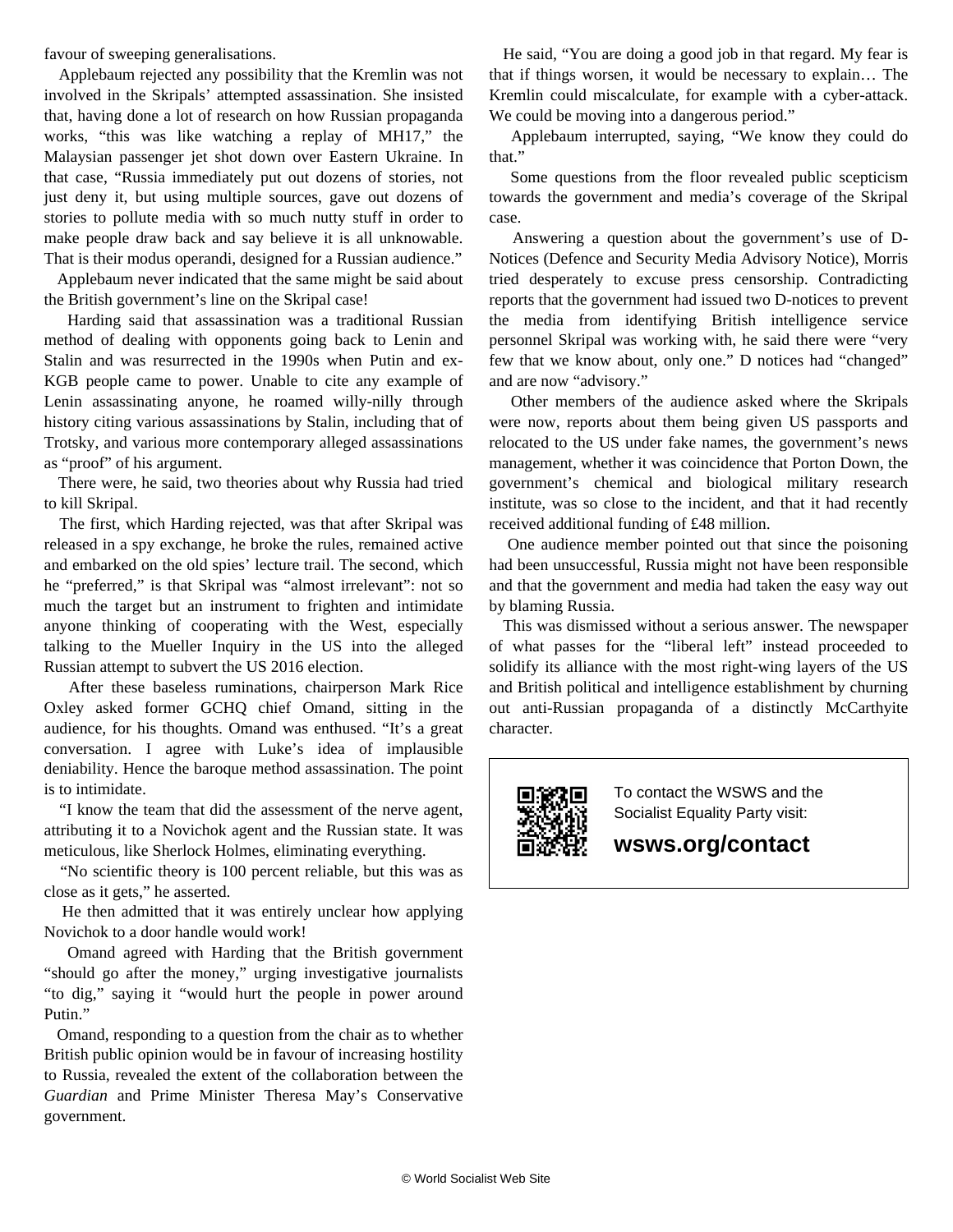favour of sweeping generalisations.

Applebaum rejected any possibility that the Kremlin was not involved in the Skripals' attempted assassination. She insisted that, having done a lot of research on how Russian propaganda works, "this was like watching a replay of MH17," the Malaysian passenger jet shot down over Eastern Ukraine. In that case, "Russia immediately put out dozens of stories, not just deny it, but using multiple sources, gave out dozens of stories to pollute media with so much nutty stuff in order to make people draw back and say believe it is all unknowable. That is their modus operandi, designed for a Russian audience."

Applebaum never indicated that the same might be said about the British government's line on the Skripal case!

Harding said that assassination was a traditional Russian method of dealing with opponents going back to Lenin and Stalin and was resurrected in the 1990s when Putin and ex-KGB people came to power. Unable to cite any example of Lenin assassinating anyone, he roamed willy-nilly through history citing various assassinations by Stalin, including that of Trotsky, and various more contemporary alleged assassinations as "proof" of his argument.

There were, he said, two theories about why Russia had tried to kill Skripal.

The first, which Harding rejected, was that after Skripal was released in a spy exchange, he broke the rules, remained active and embarked on the old spies' lecture trail. The second, which he "preferred," is that Skripal was "almost irrelevant": not so much the target but an instrument to frighten and intimidate anyone thinking of cooperating with the West, especially talking to the Mueller Inquiry in the US into the alleged Russian attempt to subvert the US 2016 election.

After these baseless ruminations, chairperson Mark Rice Oxley asked former GCHQ chief Omand, sitting in the audience, for his thoughts. Omand was enthused. "It's a great conversation. I agree with Luke's idea of implausible deniability. Hence the baroque method assassination. The point is to intimidate.

"I know the team that did the assessment of the nerve agent, attributing it to a Novichok agent and the Russian state. It was meticulous, like Sherlock Holmes, eliminating everything.

"No scientific theory is 100 percent reliable, but this was as close as it gets," he asserted.

He then admitted that it was entirely unclear how applying Novichok to a door handle would work!

Omand agreed with Harding that the British government "should go after the money," urging investigative journalists "to dig," saying it "would hurt the people in power around Putin."

Omand, responding to a question from the chair as to whether British public opinion would be in favour of increasing hostility to Russia, revealed the extent of the collaboration between the *Guardian* and Prime Minister Theresa May's Conservative government.

He said, "You are doing a good job in that regard. My fear is that if things worsen, it would be necessary to explain… The Kremlin could miscalculate, for example with a cyber-attack. We could be moving into a dangerous period."

Applebaum interrupted, saying, "We know they could do that."

Some questions from the floor revealed public scepticism towards the government and media's coverage of the Skripal case.

Answering a question about the government's use of D-Notices (Defence and Security Media Advisory Notice), Morris tried desperately to excuse press censorship. Contradicting reports that the government had issued two D-notices to prevent the media from identifying British intelligence service personnel Skripal was working with, he said there were "very few that we know about, only one." D notices had "changed" and are now "advisory."

Other members of the audience asked where the Skripals were now, reports about them being given US passports and relocated to the US under fake names, the government's news management, whether it was coincidence that Porton Down, the government's chemical and biological military research institute, was so close to the incident, and that it had recently received additional funding of £48 million.

One audience member pointed out that since the poisoning had been unsuccessful, Russia might not have been responsible and that the government and media had taken the easy way out by blaming Russia.

This was dismissed without a serious answer. The newspaper of what passes for the "liberal left" instead proceeded to solidify its alliance with the most right-wing layers of the US and British political and intelligence establishment by churning out anti-Russian propaganda of a distinctly McCarthyite character.

To contact the WSWS and the Socialist Equality Party visit:

**wsws.org/contact**